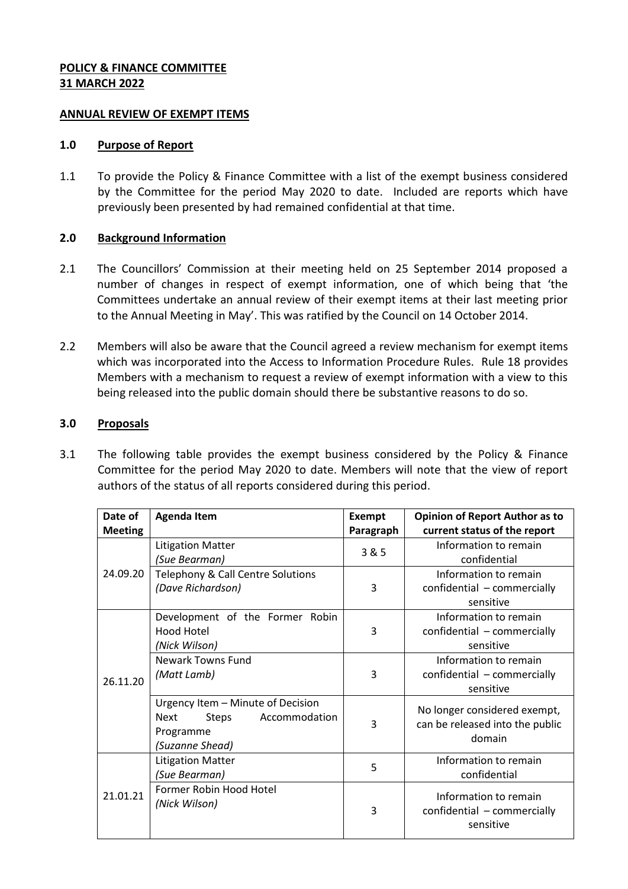**POLICY & FINANCE COMMITTEE**
**31 MARCH 2022**

**ANNUAL REVIEW OF EXEMPT ITEMS**

## 1.0 Purpose of Report

1.1 To provide the Policy & Finance Committee with a list of the exempt business considered by the Committee for the period May 2020 to date. Included are reports which have previously been presented by had remained confidential at that time.

## 2.0 Background Information

2.1 The Councillors' Commission at their meeting held on 25 September 2014 proposed a number of changes in respect of exempt information, one of which being that 'the Committees undertake an annual review of their exempt items at their last meeting prior to the Annual Meeting in May'. This was ratified by the Council on 14 October 2014.

2.2 Members will also be aware that the Council agreed a review mechanism for exempt items which was incorporated into the Access to Information Procedure Rules. Rule 18 provides Members with a mechanism to request a review of exempt information with a view to this being released into the public domain should there be substantive reasons to do so.

## 3.0 Proposals

3.1 The following table provides the exempt business considered by the Policy & Finance Committee for the period May 2020 to date. Members will note that the view of report authors of the status of all reports considered during this period.

| Date of Meeting | Agenda Item | Exempt Paragraph | Opinion of Report Author as to current status of the report |
|---|---|---|---|
| 24.09.20 | Litigation Matter *(Sue Bearman)* | 3 & 5 | Information to remain confidential |
| | Telephony & Call Centre Solutions *(Dave Richardson)* | 3 | Information to remain confidential – commercially sensitive |
| 26.11.20 | Development of the Former Robin Hood Hotel *(Nick Wilson)* | 3 | Information to remain confidential – commercially sensitive |
| | Newark Towns Fund *(Matt Lamb)* | 3 | Information to remain confidential – commercially sensitive |
| | Urgency Item – Minute of Decision Next Steps Accommodation Programme *(Suzanne Shead)* | 3 | No longer considered exempt, can be released into the public domain |
| 21.01.21 | Litigation Matter *(Sue Bearman)* | 5 | Information to remain confidential |
| | Former Robin Hood Hotel *(Nick Wilson)* | 3 | Information to remain confidential – commercially sensitive |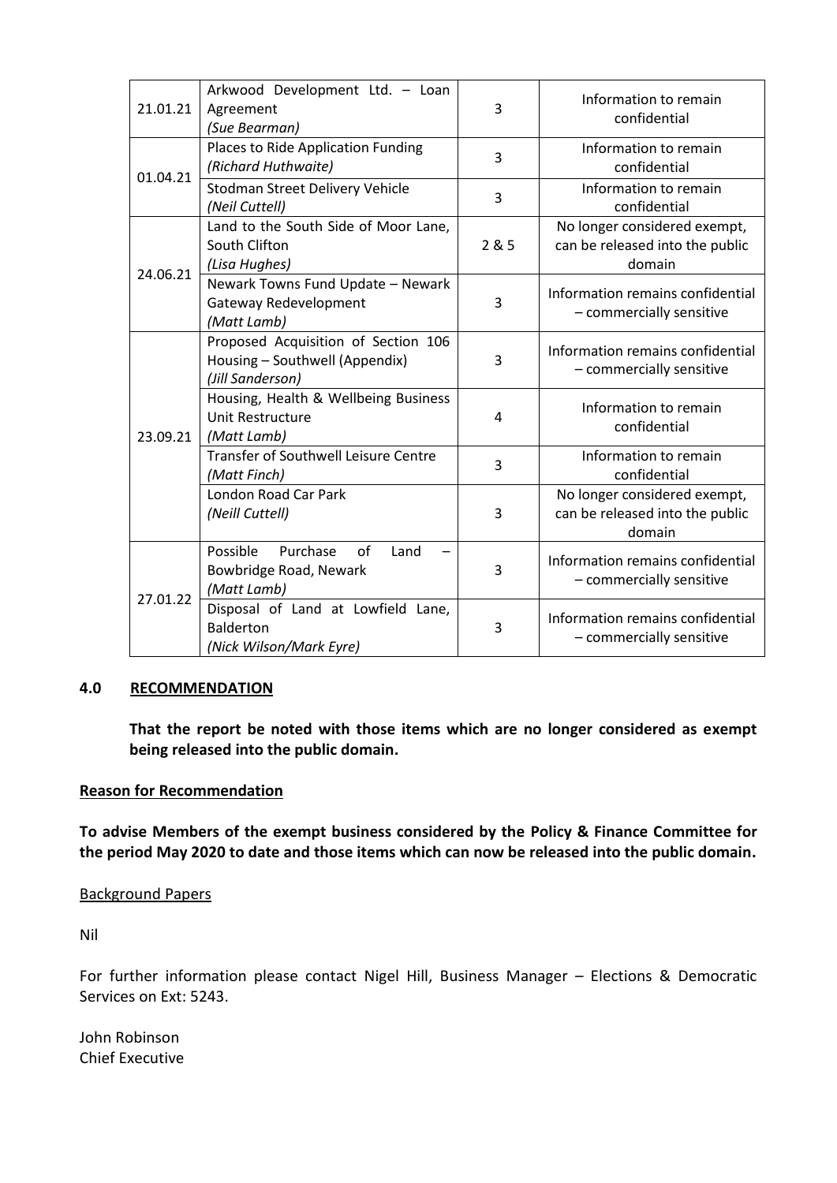| | | | |
|---|---|---|---|
| 21.01.21 | Arkwood Development Ltd. – Loan Agreement<br>*(Sue Bearman)* | 3 | Information to remain confidential |
| 01.04.21 | Places to Ride Application Funding<br>*(Richard Huthwaite)* | 3 | Information to remain confidential |
| | Stodman Street Delivery Vehicle<br>*(Neil Cuttell)* | 3 | Information to remain confidential |
| 24.06.21 | Land to the South Side of Moor Lane, South Clifton<br>*(Lisa Hughes)* | 2 & 5 | No longer considered exempt, can be released into the public domain |
| | Newark Towns Fund Update – Newark Gateway Redevelopment<br>*(Matt Lamb)* | 3 | Information remains confidential – commercially sensitive |
| 23.09.21 | Proposed Acquisition of Section 106 Housing – Southwell (Appendix)<br>*(Jill Sanderson)* | 3 | Information remains confidential – commercially sensitive |
| | Housing, Health & Wellbeing Business Unit Restructure<br>*(Matt Lamb)* | 4 | Information to remain confidential |
| | Transfer of Southwell Leisure Centre<br>*(Matt Finch)* | 3 | Information to remain confidential |
| | London Road Car Park<br>*(Neill Cuttell)* | 3 | No longer considered exempt, can be released into the public domain |
| 27.01.22 | Possible Purchase of Land – Bowbridge Road, Newark<br>*(Matt Lamb)* | 3 | Information remains confidential – commercially sensitive |
| | Disposal of Land at Lowfield Lane, Balderton<br>*(Nick Wilson/Mark Eyre)* | 3 | Information remains confidential – commercially sensitive |

## 4.0 RECOMMENDATION

**That the report be noted with those items which are no longer considered as exempt being released into the public domain.**

**Reason for Recommendation**

**To advise Members of the exempt business considered by the Policy & Finance Committee for the period May 2020 to date and those items which can now be released into the public domain.**

Background Papers

Nil

For further information please contact Nigel Hill, Business Manager – Elections & Democratic Services on Ext: 5243.

John Robinson
Chief Executive